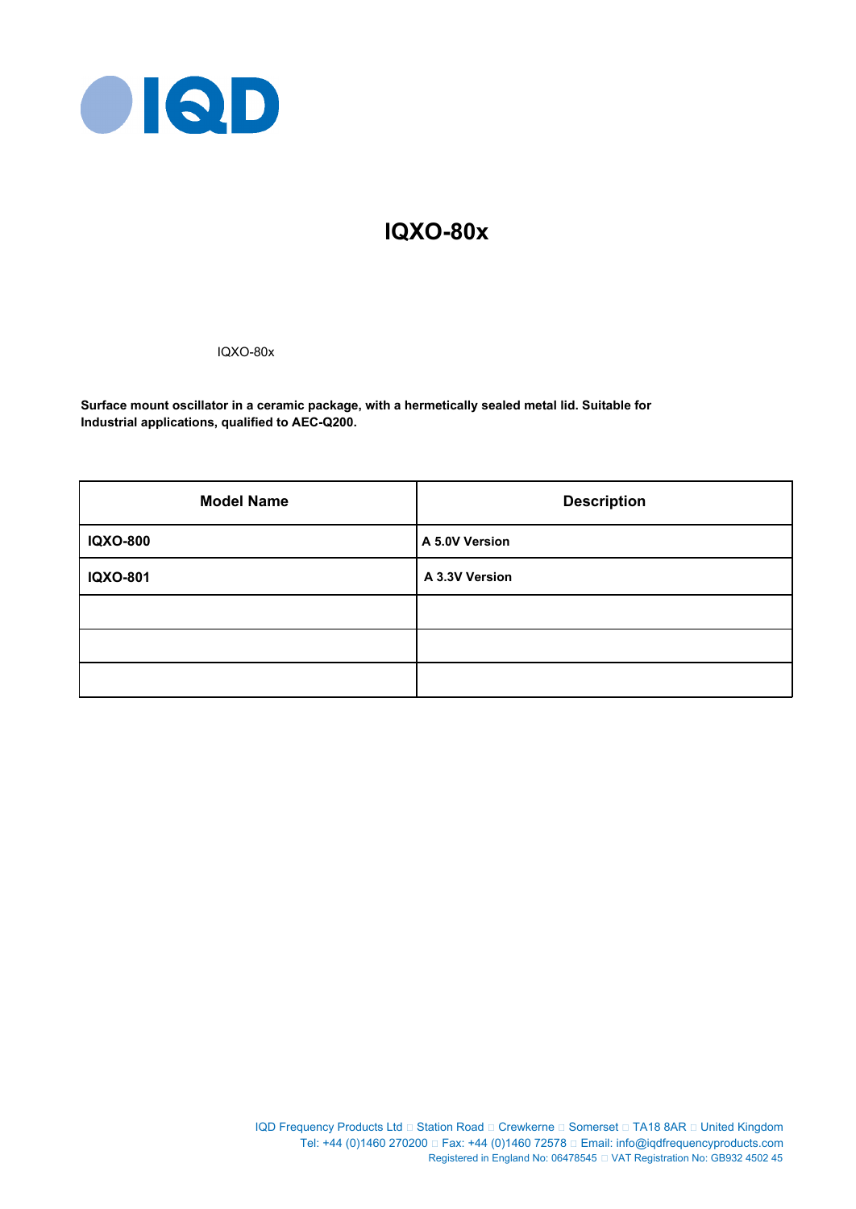# IQXO-80x

IQXO-80x

**Surface mount oscillator in a ceramic package, with a hermetically sealed metal lid. Suitable for Industrial applications, qualified to AEC-Q200.**

| Model Name | Description |
|---|---|
| **IQXO-800** | **A 5.0V Version** |
| **IQXO-801** | **A 3.3V Version** |
| | |
| | |
| | |

IQD Frequency Products Ltd □ Station Road □ Crewkerne □ Somerset □ TA18 8AR □ United Kingdom
Tel: +44 (0)1460 270200 □ Fax: +44 (0)1460 72578 □ Email: info@iqdfrequencyproducts.com
Registered in England No: 06478545 □ VAT Registration No: GB932 4502 45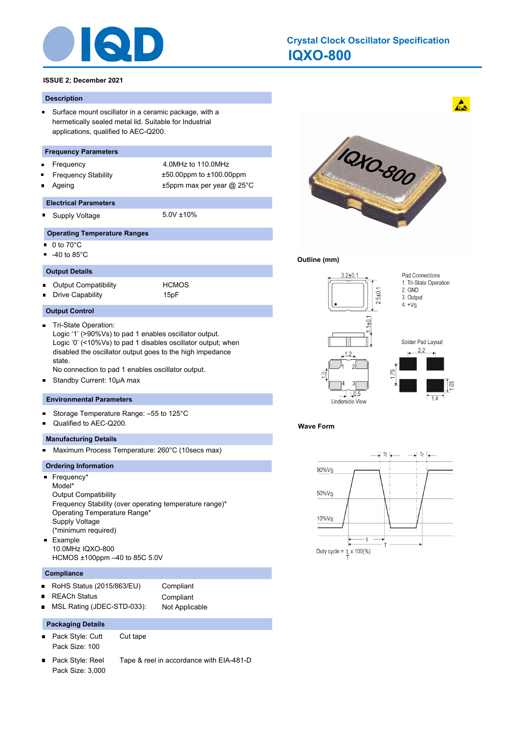# Crystal Clock Oscillator Specification

## IQXO-800

**ISSUE 2; December 2021**

### Description

- Surface mount oscillator in a ceramic package, with a hermetically sealed metal lid. Suitable for Industrial applications, qualified to AEC-Q200.

### Frequency Parameters

- Frequency: 4.0MHz to 110.0MHz
- Frequency Stability: ±50.00ppm to ±100.00ppm
- Ageing: ±5ppm max per year @ 25°C

### Electrical Parameters

- Supply Voltage: 5.0V ±10%

### Operating Temperature Ranges

- 0 to 70°C
- -40 to 85°C

### Output Details

- Output Compatibility: HCMOS
- Drive Capability: 15pF

### Output Control

- Tri-State Operation:
  Logic '1' (>90%Vs) to pad 1 enables oscillator output.
  Logic '0' (<10%Vs) to pad 1 disables oscillator output; when disabled the oscillator output goes to the high impedance state.
  No connection to pad 1 enables oscillator output.
- Standby Current: 10µA max

### Environmental Parameters

- Storage Temperature Range: –55 to 125°C
- Qualified to AEC-Q200.

### Manufacturing Details

- Maximum Process Temperature: 260°C (10secs max)

### Ordering Information

- Frequency*
  Model*
  Output Compatibility
  Frequency Stability (over operating temperature range)*
  Operating Temperature Range*
  Supply Voltage
  (*minimum required)
- Example
  10.0MHz IQXO-800
  HCMOS ±100ppm –40 to 85C 5.0V

### Compliance

- RoHS Status (2015/863/EU): Compliant
- REACh Status: Compliant
- MSL Rating (JDEC-STD-033): Not Applicable

### Packaging Details

- Pack Style: Cutt — Cut tape
  Pack Size: 100
- Pack Style: Reel — Tape & reel in accordance with EIA-481-D
  Pack Size: 3,000

**Outline (mm)**

Pad Connections
1. Tri-State Operation
2. GND
3. Output
4. +Vs

Solder Pad Layout

Underside View

**Wave Form**

Duty cycle = t/T x 100(%)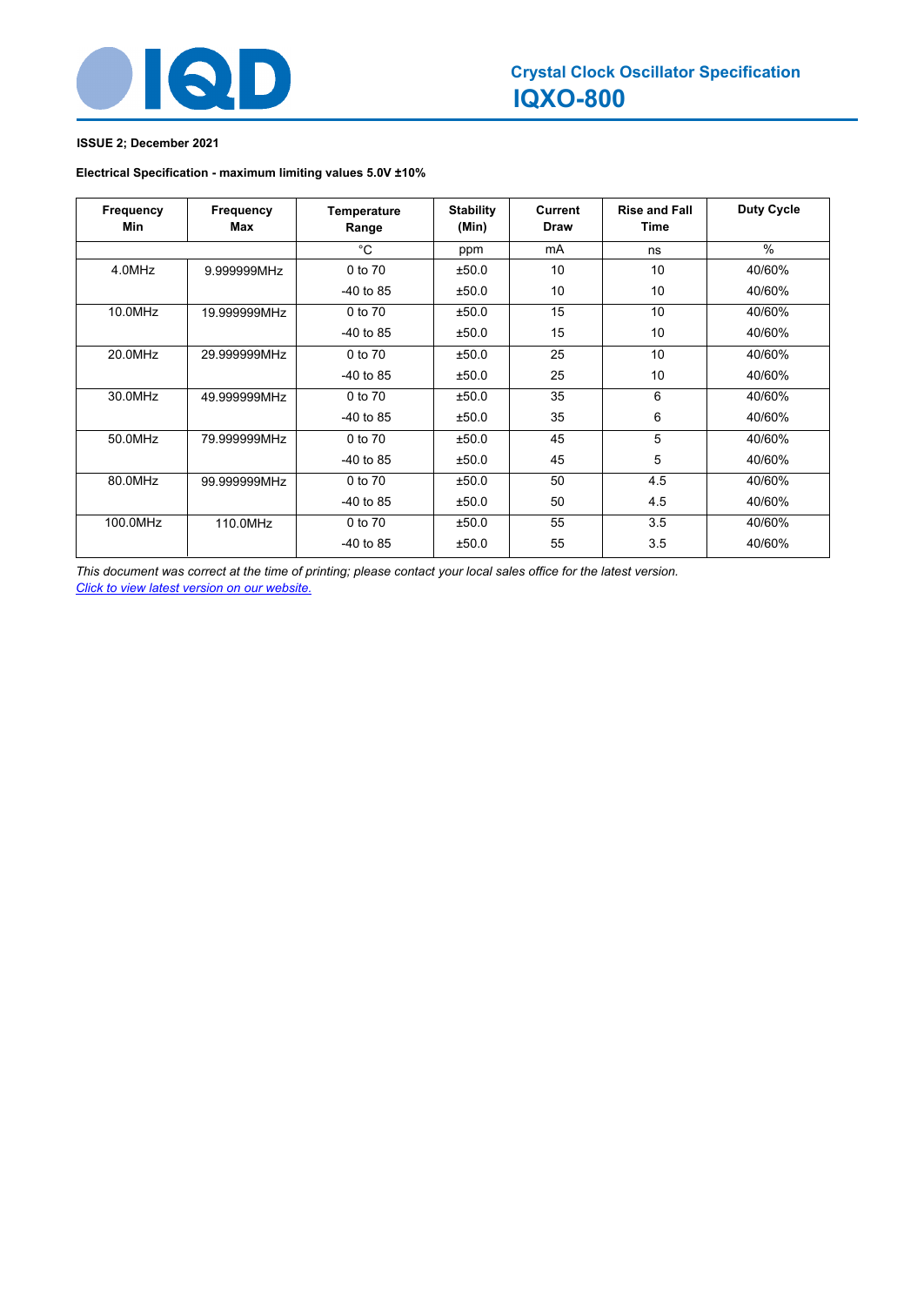# Crystal Clock Oscillator Specification

## IQXO-800

**ISSUE 2; December 2021**

**Electrical Specification - maximum limiting values 5.0V ±10%**

| Frequency Min | Frequency Max | Temperature Range | Stability (Min) | Current Draw | Rise and Fall Time | Duty Cycle |
|---|---|---|---|---|---|---|
| | | °C | ppm | mA | ns | % |
| 4.0MHz | 9.999999MHz | 0 to 70 | ±50.0 | 10 | 10 | 40/60% |
| | | -40 to 85 | ±50.0 | 10 | 10 | 40/60% |
| 10.0MHz | 19.999999MHz | 0 to 70 | ±50.0 | 15 | 10 | 40/60% |
| | | -40 to 85 | ±50.0 | 15 | 10 | 40/60% |
| 20.0MHz | 29.999999MHz | 0 to 70 | ±50.0 | 25 | 10 | 40/60% |
| | | -40 to 85 | ±50.0 | 25 | 10 | 40/60% |
| 30.0MHz | 49.999999MHz | 0 to 70 | ±50.0 | 35 | 6 | 40/60% |
| | | -40 to 85 | ±50.0 | 35 | 6 | 40/60% |
| 50.0MHz | 79.999999MHz | 0 to 70 | ±50.0 | 45 | 5 | 40/60% |
| | | -40 to 85 | ±50.0 | 45 | 5 | 40/60% |
| 80.0MHz | 99.999999MHz | 0 to 70 | ±50.0 | 50 | 4.5 | 40/60% |
| | | -40 to 85 | ±50.0 | 50 | 4.5 | 40/60% |
| 100.0MHz | 110.0MHz | 0 to 70 | ±50.0 | 55 | 3.5 | 40/60% |
| | | -40 to 85 | ±50.0 | 55 | 3.5 | 40/60% |

*This document was correct at the time of printing; please contact your local sales office for the latest version.*
*Click to view latest version on our website.*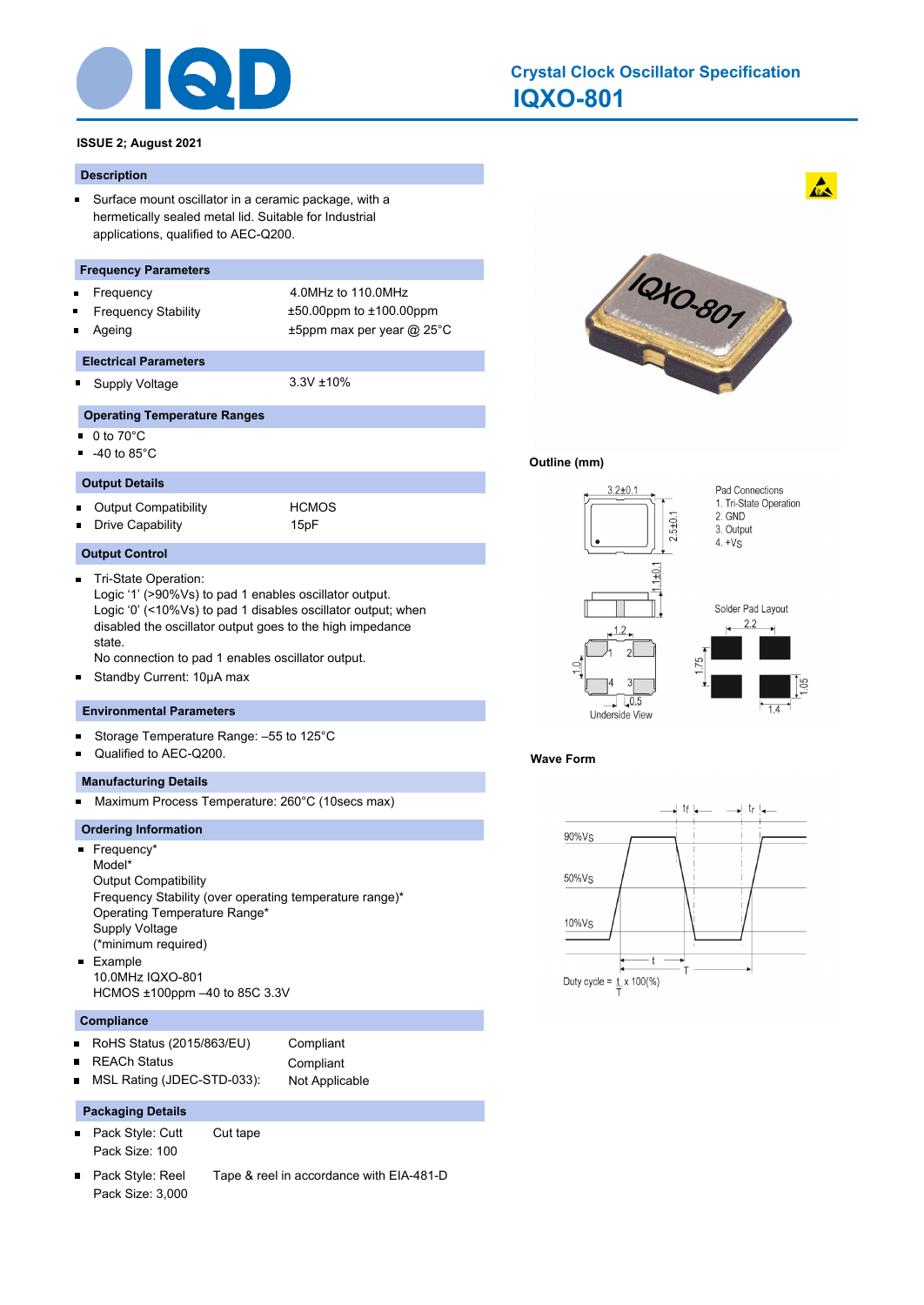# Crystal Clock Oscillator Specification

## IQXO-801

**ISSUE 2; August 2021**

### Description

- Surface mount oscillator in a ceramic package, with a hermetically sealed metal lid. Suitable for Industrial applications, qualified to AEC-Q200.

### Frequency Parameters

| | |
|---|---|
| Frequency | 4.0MHz to 110.0MHz |
| Frequency Stability | ±50.00ppm to ±100.00ppm |
| Ageing | ±5ppm max per year @ 25°C |

### Electrical Parameters

| | |
|---|---|
| Supply Voltage | 3.3V ±10% |

### Operating Temperature Ranges

- 0 to 70°C
- -40 to 85°C

### Output Details

| | |
|---|---|
| Output Compatibility | HCMOS |
| Drive Capability | 15pF |

### Output Control

- Tri-State Operation:
  Logic '1' (>90%Vs) to pad 1 enables oscillator output.
  Logic '0' (<10%Vs) to pad 1 disables oscillator output; when disabled the oscillator output goes to the high impedance state.
  No connection to pad 1 enables oscillator output.
- Standby Current: 10µA max

### Environmental Parameters

- Storage Temperature Range: –55 to 125°C
- Qualified to AEC-Q200.

### Manufacturing Details

- Maximum Process Temperature: 260°C (10secs max)

### Ordering Information

- Frequency*
  Model*
  Output Compatibility
  Frequency Stability (over operating temperature range)*
  Operating Temperature Range*
  Supply Voltage
  (*minimum required)
- Example
  10.0MHz IQXO-801
  HCMOS ±100ppm –40 to 85C 3.3V

### Compliance

| | |
|---|---|
| RoHS Status (2015/863/EU) | Compliant |
| REACh Status | Compliant |
| MSL Rating (JDEC-STD-033): | Not Applicable |

### Packaging Details

- Pack Style: Cutt — Cut tape
  Pack Size: 100
- Pack Style: Reel — Tape & reel in accordance with EIA-481-D
  Pack Size: 3,000

### Outline (mm)

Pad Connections
1. Tri-State Operation
2. GND
3. Output
4. +Vs

Dimensions: 3.2±0.1, 2.5±0.1, 1.1±0.1, 1.2, 1.0, 0.5

Underside View

Solder Pad Layout: 2.2, 1.75, 1.05, 1.4

### Wave Form

90%Vs, 50%Vs, 10%Vs, tf, tr, t, T

Duty cycle = $\frac{t}{T}$ x 100(%)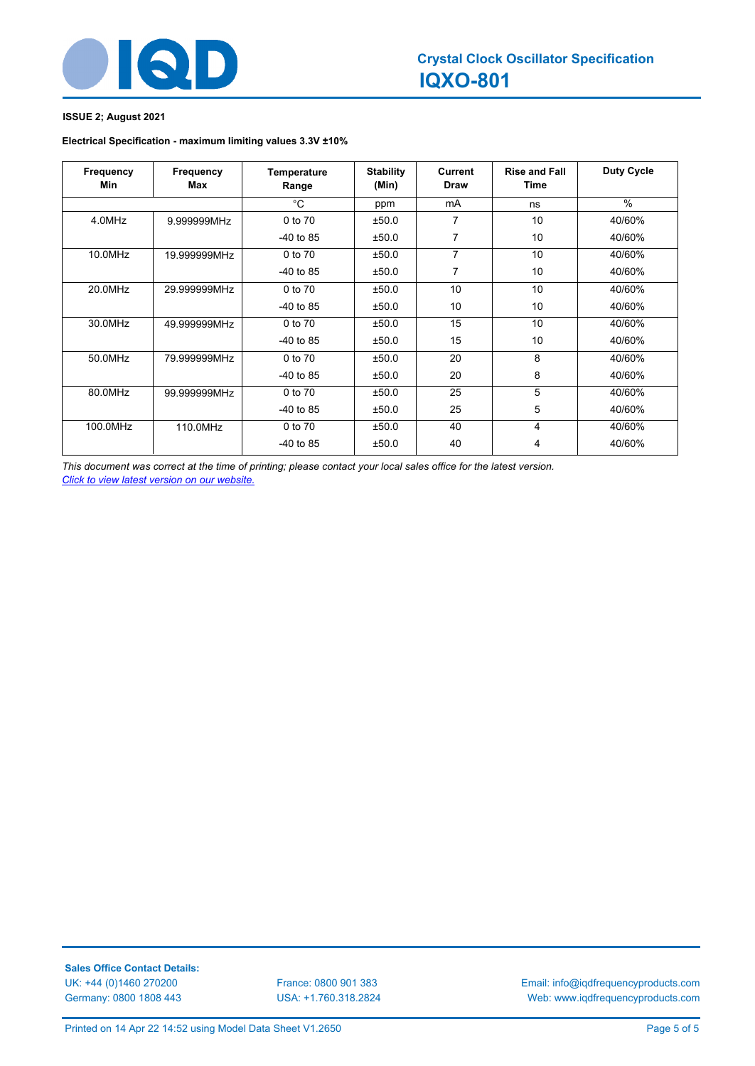**ISSUE 2; August 2021**

**Electrical Specification - maximum limiting values 3.3V ±10%**

| Frequency Min | Frequency Max | Temperature Range | Stability (Min) | Current Draw | Rise and Fall Time | Duty Cycle |
|---|---|---|---|---|---|---|
| | | °C | ppm | mA | ns | % |
| 4.0MHz | 9.999999MHz | 0 to 70 | ±50.0 | 7 | 10 | 40/60% |
| | | -40 to 85 | ±50.0 | 7 | 10 | 40/60% |
| 10.0MHz | 19.999999MHz | 0 to 70 | ±50.0 | 7 | 10 | 40/60% |
| | | -40 to 85 | ±50.0 | 7 | 10 | 40/60% |
| 20.0MHz | 29.999999MHz | 0 to 70 | ±50.0 | 10 | 10 | 40/60% |
| | | -40 to 85 | ±50.0 | 10 | 10 | 40/60% |
| 30.0MHz | 49.999999MHz | 0 to 70 | ±50.0 | 15 | 10 | 40/60% |
| | | -40 to 85 | ±50.0 | 15 | 10 | 40/60% |
| 50.0MHz | 79.999999MHz | 0 to 70 | ±50.0 | 20 | 8 | 40/60% |
| | | -40 to 85 | ±50.0 | 20 | 8 | 40/60% |
| 80.0MHz | 99.999999MHz | 0 to 70 | ±50.0 | 25 | 5 | 40/60% |
| | | -40 to 85 | ±50.0 | 25 | 5 | 40/60% |
| 100.0MHz | 110.0MHz | 0 to 70 | ±50.0 | 40 | 4 | 40/60% |
| | | -40 to 85 | ±50.0 | 40 | 4 | 40/60% |

*This document was correct at the time of printing; please contact your local sales office for the latest version.*
*Click to view latest version on our website.*

**Sales Office Contact Details:**

UK: +44 (0)1460 270200
Germany: 0800 1808 443

France: 0800 901 383
USA: +1.760.318.2824

Email: info@iqdfrequencyproducts.com
Web: www.iqdfrequencyproducts.com